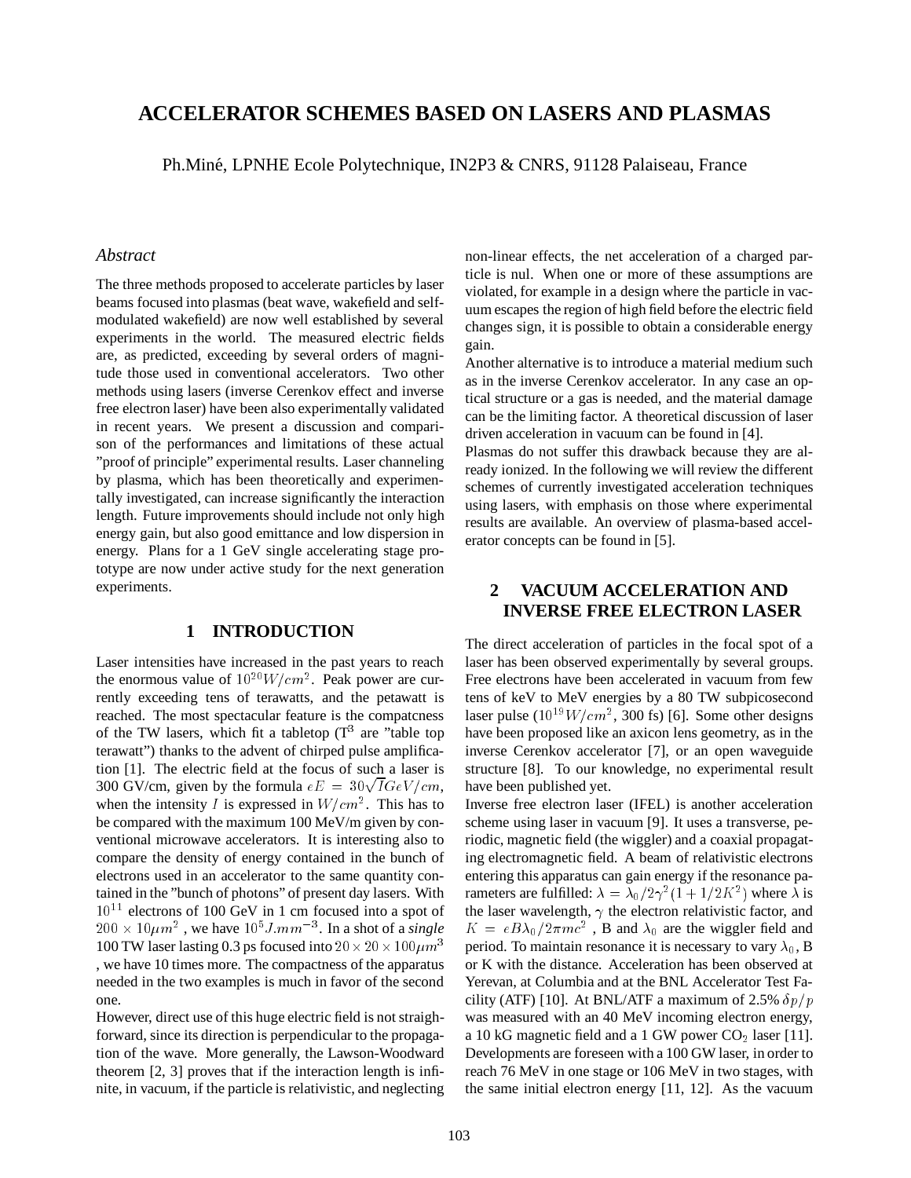# ACCELERATOR SCHEMES BASED ON LASERS AND PLASMAS

Ph.Miné, LPNHE Ecole Polytechnique, IN2P3 & CNRS, 91128 Palaiseau, France

## *Abstract*

The three methods proposed to accelerate particles by laser beams focused into plasmas (beat wave, wakefield and self-modulated wakefield) are now well established by several experiments in the world. The measured electric fields are, as predicted, exceeding by several orders of magnitude those used in conventional accelerators. Two other methods using lasers (inverse Cerenkov effect and inverse free electron laser) have been also experimentally validated in recent years. We present a discussion and comparison of the performances and limitations of these actual "proof of principle" experimental results. Laser channeling by plasma, which has been theoretically and experimentally investigated, can increase significantly the interaction length. Future improvements should include not only high energy gain, but also good emittance and low dispersion in energy. Plans for a 1 GeV single accelerating stage prototype are now under active study for the next generation experiments.

## 1 INTRODUCTION

Laser intensities have increased in the past years to reach the enormous value of $10^{20} W/cm^2$. Peak power are currently exceeding tens of terawatts, and the petawatt is reached. The most spectacular feature is the compatcness of the TW lasers, which fit a tabletop ($T^3$ are "table top terawatt") thanks to the advent of chirped pulse amplification [1]. The electric field at the focus of such a laser is 300 GV/cm, given by the formula $eE = 30\sqrt{I} GeV/cm$, when the intensity $I$ is expressed in $W/cm^2$. This has to be compared with the maximum 100 MeV/m given by conventional microwave accelerators. It is interesting also to compare the density of energy contained in the bunch of electrons used in an accelerator to the same quantity contained in the "bunch of photons" of present day lasers. With $10^{11}$ electrons of 100 GeV in 1 cm focused into a spot of $200 \times 10 \mu m^2$ , we have $10^5 J.mm^{-3}$. In a shot of a *single* 100 TW laser lasting 0.3 ps focused into $20 \times 20 \times 100 \mu m^3$ , we have 10 times more. The compactness of the apparatus needed in the two examples is much in favor of the second one.

However, direct use of this huge electric field is not straighforward, since its direction is perpendicular to the propagation of the wave. More generally, the Lawson-Woodward theorem [2, 3] proves that if the interaction length is infinite, in vacuum, if the particle is relativistic, and neglecting non-linear effects, the net acceleration of a charged particle is nul. When one or more of these assumptions are violated, for example in a design where the particle in vacuum escapes the region of high field before the electric field changes sign, it is possible to obtain a considerable energy gain.

Another alternative is to introduce a material medium such as in the inverse Cerenkov accelerator. In any case an optical structure or a gas is needed, and the material damage can be the limiting factor. A theoretical discussion of laser driven acceleration in vacuum can be found in [4].

Plasmas do not suffer this drawback because they are already ionized. In the following we will review the different schemes of currently investigated acceleration techniques using lasers, with emphasis on those where experimental results are available. An overview of plasma-based accelerator concepts can be found in [5].

## 2 VACUUM ACCELERATION AND INVERSE FREE ELECTRON LASER

The direct acceleration of particles in the focal spot of a laser has been observed experimentally by several groups. Free electrons have been accelerated in vacuum from few tens of keV to MeV energies by a 80 TW subpicosecond laser pulse ($10^{19} W/cm^2$, 300 fs) [6]. Some other designs have been proposed like an axicon lens geometry, as in the inverse Cerenkov accelerator [7], or an open waveguide structure [8]. To our knowledge, no experimental result have been published yet.

Inverse free electron laser (IFEL) is another acceleration scheme using laser in vacuum [9]. It uses a transverse, periodic, magnetic field (the wiggler) and a coaxial propagating electromagnetic field. A beam of relativistic electrons entering this apparatus can gain energy if the resonance parameters are fulfilled: $\lambda = \lambda_0/2\gamma^2(1 + 1/2K^2)$ where $\lambda$ is the laser wavelength, $\gamma$ the electron relativistic factor, and $K = eB\lambda_0/2\pi mc^2$ , B and $\lambda_0$ are the wiggler field and period. To maintain resonance it is necessary to vary $\lambda_0$, B or K with the distance. Acceleration has been observed at Yerevan, at Columbia and at the BNL Accelerator Test Facility (ATF) [10]. At BNL/ATF a maximum of 2.5% $\delta p/p$ was measured with an 40 MeV incoming electron energy, a 10 kG magnetic field and a 1 GW power $CO_2$ laser [11]. Developments are foreseen with a 100 GW laser, in order to reach 76 MeV in one stage or 106 MeV in two stages, with the same initial electron energy [11, 12]. As the vacuum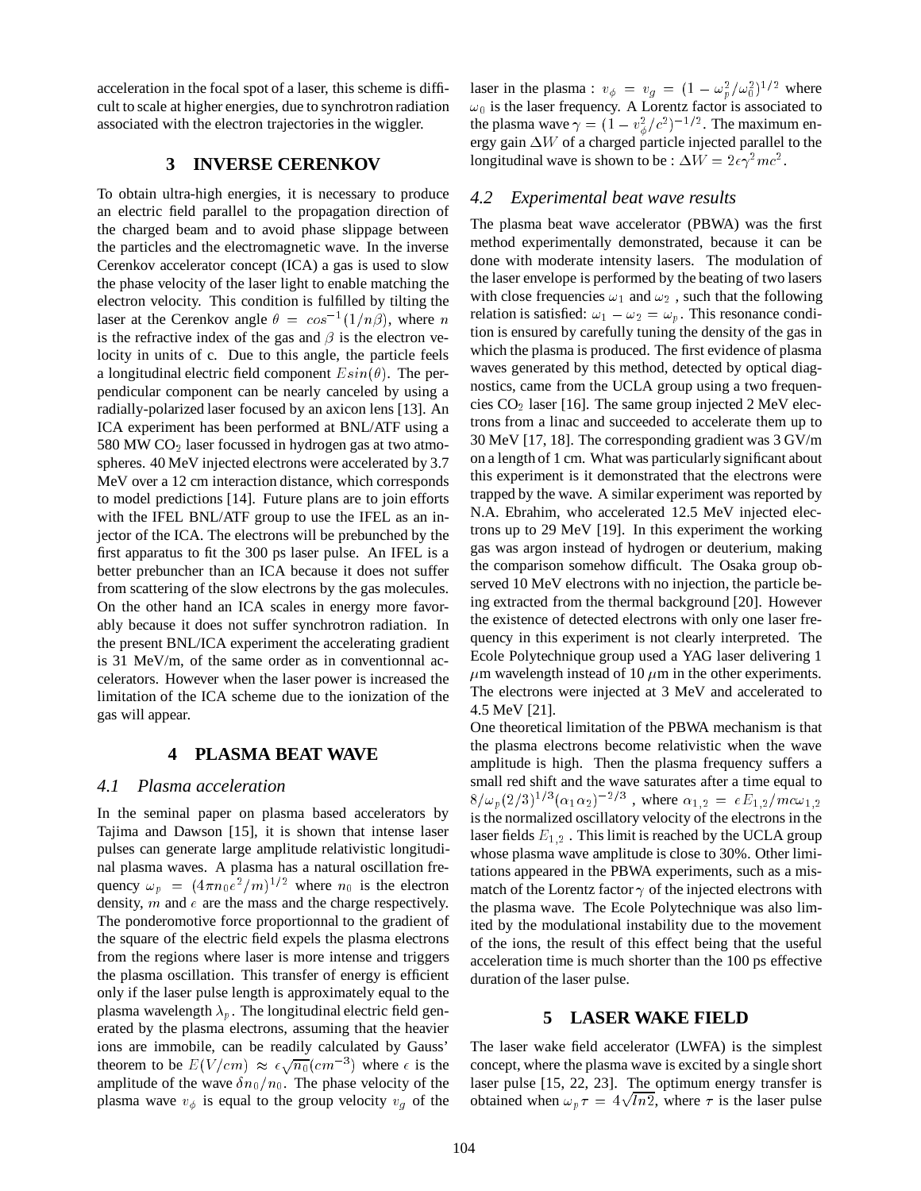acceleration in the focal spot of a laser, this scheme is difficult to scale at higher energies, due to synchrotron radiation associated with the electron trajectories in the wiggler.

## 3 INVERSE CERENKOV

To obtain ultra-high energies, it is necessary to produce an electric field parallel to the propagation direction of the charged beam and to avoid phase slippage between the particles and the electromagnetic wave. In the inverse Cerenkov accelerator concept (ICA) a gas is used to slow the phase velocity of the laser light to enable matching the electron velocity. This condition is fulfilled by tilting the laser at the Cerenkov angle $\theta = cos^{-1}(1/n\beta)$, where $n$ is the refractive index of the gas and $\beta$ is the electron velocity in units of c. Due to this angle, the particle feels a longitudinal electric field component $Esin(\theta)$. The perpendicular component can be nearly canceled by using a radially-polarized laser focused by an axicon lens [13]. An ICA experiment has been performed at BNL/ATF using a 580 MW $CO_2$ laser focussed in hydrogen gas at two atmospheres. 40 MeV injected electrons were accelerated by 3.7 MeV over a 12 cm interaction distance, which corresponds to model predictions [14]. Future plans are to join efforts with the IFEL BNL/ATF group to use the IFEL as an injector of the ICA. The electrons will be prebunched by the first apparatus to fit the 300 ps laser pulse. An IFEL is a better prebuncher than an ICA because it does not suffer from scattering of the slow electrons by the gas molecules. On the other hand an ICA scales in energy more favorably because it does not suffer synchrotron radiation. In the present BNL/ICA experiment the accelerating gradient is 31 MeV/m, of the same order as in conventionnal accelerators. However when the laser power is increased the limitation of the ICA scheme due to the ionization of the gas will appear.

## 4 PLASMA BEAT WAVE

### *4.1 Plasma acceleration*

In the seminal paper on plasma based accelerators by Tajima and Dawson [15], it is shown that intense laser pulses can generate large amplitude relativistic longitudinal plasma waves. A plasma has a natural oscillation frequency $\omega_p = (4\pi n_0 e^2/m)^{1/2}$ where $n_0$ is the electron density, $m$ and $e$ are the mass and the charge respectively. The ponderomotive force proportionnal to the gradient of the square of the electric field expels the plasma electrons from the regions where laser is more intense and triggers the plasma oscillation. This transfer of energy is efficient only if the laser pulse length is approximately equal to the plasma wavelength $\lambda_p$. The longitudinal electric field generated by the plasma electrons, assuming that the heavier ions are immobile, can be readily calculated by Gauss' theorem to be $E(V/cm) \approx \epsilon\sqrt{n_0}(cm^{-3})$ where $\epsilon$ is the amplitude of the wave $\delta n_0/n_0$. The phase velocity of the plasma wave $v_\phi$ is equal to the group velocity $v_g$ of the laser in the plasma : $v_\phi = v_g = (1 - \omega_p^2/\omega_0^2)^{1/2}$ where $\omega_0$ is the laser frequency. A Lorentz factor is associated to the plasma wave $\gamma = (1 - v_\phi^2/c^2)^{-1/2}$. The maximum energy gain $\Delta W$ of a charged particle injected parallel to the longitudinal wave is shown to be : $\Delta W = 2\epsilon\gamma^2 mc^2$.

### *4.2 Experimental beat wave results*

The plasma beat wave accelerator (PBWA) was the first method experimentally demonstrated, because it can be done with moderate intensity lasers. The modulation of the laser envelope is performed by the beating of two lasers with close frequencies $\omega_1$ and $\omega_2$ , such that the following relation is satisfied: $\omega_1 - \omega_2 = \omega_p$. This resonance condition is ensured by carefully tuning the density of the gas in which the plasma is produced. The first evidence of plasma waves generated by this method, detected by optical diagnostics, came from the UCLA group using a two frequencies $CO_2$ laser [16]. The same group injected 2 MeV electrons from a linac and succeeded to accelerate them up to 30 MeV [17, 18]. The corresponding gradient was 3 GV/m on a length of 1 cm. What was particularly significant about this experiment is it demonstrated that the electrons were trapped by the wave. A similar experiment was reported by N.A. Ebrahim, who accelerated 12.5 MeV injected electrons up to 29 MeV [19]. In this experiment the working gas was argon instead of hydrogen or deuterium, making the comparison somehow difficult. The Osaka group observed 10 MeV electrons with no injection, the particle being extracted from the thermal background [20]. However the existence of detected electrons with only one laser frequency in this experiment is not clearly interpreted. The Ecole Polytechnique group used a YAG laser delivering 1 $\mu$m wavelength instead of 10 $\mu$m in the other experiments. The electrons were injected at 3 MeV and accelerated to 4.5 MeV [21].

One theoretical limitation of the PBWA mechanism is that the plasma electrons become relativistic when the wave amplitude is high. Then the plasma frequency suffers a small red shift and the wave saturates after a time equal to $8/\omega_p(2/3)^{1/3}(\alpha_1\alpha_2)^{-2/3}$ , where $\alpha_{1,2} = eE_{1,2}/mc\omega_{1,2}$ is the normalized oscillatory velocity of the electrons in the laser fields $E_{1,2}$ . This limit is reached by the UCLA group whose plasma wave amplitude is close to 30%. Other limitations appeared in the PBWA experiments, such as a mismatch of the Lorentz factor $\gamma$ of the injected electrons with the plasma wave. The Ecole Polytechnique was also limited by the modulational instability due to the movement of the ions, the result of this effect being that the useful acceleration time is much shorter than the 100 ps effective duration of the laser pulse.

## 5 LASER WAKE FIELD

The laser wake field accelerator (LWFA) is the simplest concept, where the plasma wave is excited by a single short laser pulse [15, 22, 23]. The optimum energy transfer is obtained when $\omega_p\tau = 4\sqrt{ln2}$, where $\tau$ is the laser pulse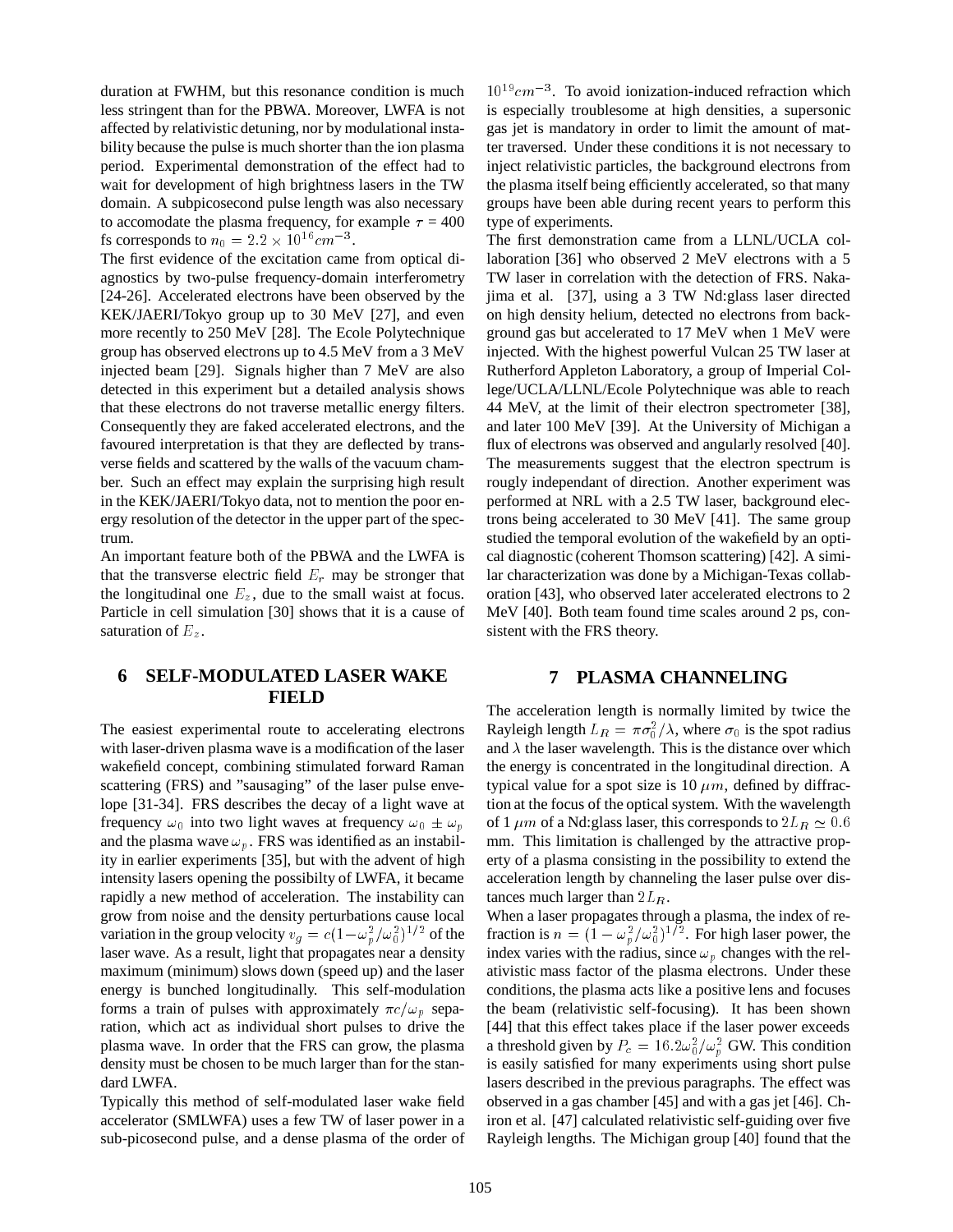duration at FWHM, but this resonance condition is much less stringent than for the PBWA. Moreover, LWFA is not affected by relativistic detuning, nor by modulational instability because the pulse is much shorter than the ion plasma period. Experimental demonstration of the effect had to wait for development of high brightness lasers in the TW domain. A subpicosecond pulse length was also necessary to accomodate the plasma frequency, for example $\tau$ = 400 fs corresponds to $n_0 = 2.2 \times 10^{16} cm^{-3}$.

The first evidence of the excitation came from optical diagnostics by two-pulse frequency-domain interferometry [24-26]. Accelerated electrons have been observed by the KEK/JAERI/Tokyo group up to 30 MeV [27], and even more recently to 250 MeV [28]. The Ecole Polytechnique group has observed electrons up to 4.5 MeV from a 3 MeV injected beam [29]. Signals higher than 7 MeV are also detected in this experiment but a detailed analysis shows that these electrons do not traverse metallic energy filters. Consequently they are faked accelerated electrons, and the favoured interpretation is that they are deflected by transverse fields and scattered by the walls of the vacuum chamber. Such an effect may explain the surprising high result in the KEK/JAERI/Tokyo data, not to mention the poor energy resolution of the detector in the upper part of the spectrum.

An important feature both of the PBWA and the LWFA is that the transverse electric field $E_r$ may be stronger that the longitudinal one $E_z$, due to the small waist at focus. Particle in cell simulation [30] shows that it is a cause of saturation of $E_z$.

## 6 SELF-MODULATED LASER WAKE FIELD

The easiest experimental route to accelerating electrons with laser-driven plasma wave is a modification of the laser wakefield concept, combining stimulated forward Raman scattering (FRS) and "sausaging" of the laser pulse envelope [31-34]. FRS describes the decay of a light wave at frequency $\omega_0$ into two light waves at frequency $\omega_0 \pm \omega_p$ and the plasma wave $\omega_p$. FRS was identified as an instability in earlier experiments [35], but with the advent of high intensity lasers opening the possibilty of LWFA, it became rapidly a new method of acceleration. The instability can grow from noise and the density perturbations cause local variation in the group velocity $v_g = c(1-\omega_p^2/\omega_0^2)^{1/2}$ of the laser wave. As a result, light that propagates near a density maximum (minimum) slows down (speed up) and the laser energy is bunched longitudinally. This self-modulation forms a train of pulses with approximately $\pi c/\omega_p$ separation, which act as individual short pulses to drive the plasma wave. In order that the FRS can grow, the plasma density must be chosen to be much larger than for the standard LWFA.

Typically this method of self-modulated laser wake field accelerator (SMLWFA) uses a few TW of laser power in a sub-picosecond pulse, and a dense plasma of the order of $10^{19} cm^{-3}$. To avoid ionization-induced refraction which is especially troublesome at high densities, a supersonic gas jet is mandatory in order to limit the amount of matter traversed. Under these conditions it is not necessary to inject relativistic particles, the background electrons from the plasma itself being efficiently accelerated, so that many groups have been able during recent years to perform this type of experiments.

The first demonstration came from a LLNL/UCLA collaboration [36] who observed 2 MeV electrons with a 5 TW laser in correlation with the detection of FRS. Nakajima et al. [37], using a 3 TW Nd:glass laser directed on high density helium, detected no electrons from background gas but accelerated to 17 MeV when 1 MeV were injected. With the highest powerful Vulcan 25 TW laser at Rutherford Appleton Laboratory, a group of Imperial College/UCLA/LLNL/Ecole Polytechnique was able to reach 44 MeV, at the limit of their electron spectrometer [38], and later 100 MeV [39]. At the University of Michigan a flux of electrons was observed and angularly resolved [40]. The measurements suggest that the electron spectrum is rougly independant of direction. Another experiment was performed at NRL with a 2.5 TW laser, background electrons being accelerated to 30 MeV [41]. The same group studied the temporal evolution of the wakefield by an optical diagnostic (coherent Thomson scattering) [42]. A similar characterization was done by a Michigan-Texas collaboration [43], who observed later accelerated electrons to 2 MeV [40]. Both team found time scales around 2 ps, consistent with the FRS theory.

## 7 PLASMA CHANNELING

The acceleration length is normally limited by twice the Rayleigh length $L_R = \pi\sigma_0^2/\lambda$, where $\sigma_0$ is the spot radius and $\lambda$ the laser wavelength. This is the distance over which the energy is concentrated in the longitudinal direction. A typical value for a spot size is 10 $\mu m$, defined by diffraction at the focus of the optical system. With the wavelength of 1 $\mu m$ of a Nd:glass laser, this corresponds to $2L_R \simeq 0.6$ mm. This limitation is challenged by the attractive property of a plasma consisting in the possibility to extend the acceleration length by channeling the laser pulse over distances much larger than $2L_R$.

When a laser propagates through a plasma, the index of refraction is $n = (1-\omega_p^2/\omega_0^2)^{1/2}$. For high laser power, the index varies with the radius, since $\omega_p$ changes with the relativistic mass factor of the plasma electrons. Under these conditions, the plasma acts like a positive lens and focuses the beam (relativistic self-focusing). It has been shown [44] that this effect takes place if the laser power exceeds a threshold given by $P_c = 16.2\omega_0^2/\omega_p^2$ GW. This condition is easily satisfied for many experiments using short pulse lasers described in the previous paragraphs. The effect was observed in a gas chamber [45] and with a gas jet [46]. Chiron et al. [47] calculated relativistic self-guiding over five Rayleigh lengths. The Michigan group [40] found that the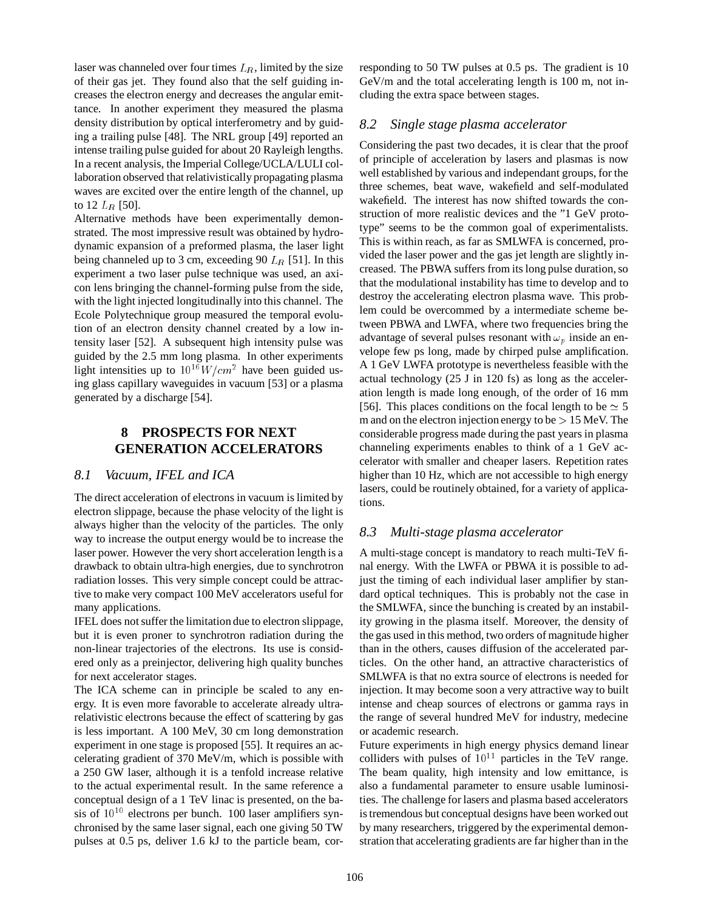laser was channeled over four times $L_R$, limited by the size of their gas jet. They found also that the self guiding increases the electron energy and decreases the angular emittance. In another experiment they measured the plasma density distribution by optical interferometry and by guiding a trailing pulse [48]. The NRL group [49] reported an intense trailing pulse guided for about 20 Rayleigh lengths. In a recent analysis, the Imperial College/UCLA/LULI collaboration observed that relativistically propagating plasma waves are excited over the entire length of the channel, up to 12 $L_R$ [50].

Alternative methods have been experimentally demonstrated. The most impressive result was obtained by hydrodynamic expansion of a preformed plasma, the laser light being channeled up to 3 cm, exceeding 90 $L_R$ [51]. In this experiment a two laser pulse technique was used, an axicon lens bringing the channel-forming pulse from the side, with the light injected longitudinally into this channel. The Ecole Polytechnique group measured the temporal evolution of an electron density channel created by a low intensity laser [52]. A subsequent high intensity pulse was guided by the 2.5 mm long plasma. In other experiments light intensities up to $10^{16} W/cm^2$ have been guided using glass capillary waveguides in vacuum [53] or a plasma generated by a discharge [54].

# 8 PROSPECTS FOR NEXT GENERATION ACCELERATORS

## 8.1 Vacuum, IFEL and ICA

The direct acceleration of electrons in vacuum is limited by electron slippage, because the phase velocity of the light is always higher than the velocity of the particles. The only way to increase the output energy would be to increase the laser power. However the very short acceleration length is a drawback to obtain ultra-high energies, due to synchrotron radiation losses. This very simple concept could be attractive to make very compact 100 MeV accelerators useful for many applications.

IFEL does not suffer the limitation due to electron slippage, but it is even proner to synchrotron radiation during the non-linear trajectories of the electrons. Its use is considered only as a preinjector, delivering high quality bunches for next accelerator stages.

The ICA scheme can in principle be scaled to any energy. It is even more favorable to accelerate already ultra-relativistic electrons because the effect of scattering by gas is less important. A 100 MeV, 30 cm long demonstration experiment in one stage is proposed [55]. It requires an accelerating gradient of 370 MeV/m, which is possible with a 250 GW laser, although it is a tenfold increase relative to the actual experimental result. In the same reference a conceptual design of a 1 TeV linac is presented, on the basis of $10^{10}$ electrons per bunch. 100 laser amplifiers synchronised by the same laser signal, each one giving 50 TW pulses at 0.5 ps, deliver 1.6 kJ to the particle beam, corresponding to 50 TW pulses at 0.5 ps. The gradient is 10 GeV/m and the total accelerating length is 100 m, not including the extra space between stages.

## 8.2 Single stage plasma accelerator

Considering the past two decades, it is clear that the proof of principle of acceleration by lasers and plasmas is now well established by various and independant groups, for the three schemes, beat wave, wakefield and self-modulated wakefield. The interest has now shifted towards the construction of more realistic devices and the "1 GeV prototype" seems to be the common goal of experimentalists. This is within reach, as far as SMLWFA is concerned, provided the laser power and the gas jet length are slightly increased. The PBWA suffers from its long pulse duration, so that the modulational instability has time to develop and to destroy the accelerating electron plasma wave. This problem could be overcommed by a intermediate scheme between PBWA and LWFA, where two frequencies bring the advantage of several pulses resonant with $\omega_p$ inside an envelope few ps long, made by chirped pulse amplification. A 1 GeV LWFA prototype is nevertheless feasible with the actual technology (25 J in 120 fs) as long as the acceleration length is made long enough, of the order of 16 mm [56]. This places conditions on the focal length to be $\simeq 5$ m and on the electron injection energy to be $> 15$ MeV. The considerable progress made during the past years in plasma channeling experiments enables to think of a 1 GeV accelerator with smaller and cheaper lasers. Repetition rates higher than 10 Hz, which are not accessible to high energy lasers, could be routinely obtained, for a variety of applications.

## 8.3 Multi-stage plasma accelerator

A multi-stage concept is mandatory to reach multi-TeV final energy. With the LWFA or PBWA it is possible to adjust the timing of each individual laser amplifier by standard optical techniques. This is probably not the case in the SMLWFA, since the bunching is created by an instability growing in the plasma itself. Moreover, the density of the gas used in this method, two orders of magnitude higher than in the others, causes diffusion of the accelerated particles. On the other hand, an attractive characteristics of SMLWFA is that no extra source of electrons is needed for injection. It may become soon a very attractive way to built intense and cheap sources of electrons or gamma rays in the range of several hundred MeV for industry, medecine or academic research.

Future experiments in high energy physics demand linear colliders with pulses of $10^{11}$ particles in the TeV range. The beam quality, high intensity and low emittance, is also a fundamental parameter to ensure usable luminosities. The challenge for lasers and plasma based accelerators is tremendous but conceptual designs have been worked out by many researchers, triggered by the experimental demonstration that accelerating gradients are far higher than in the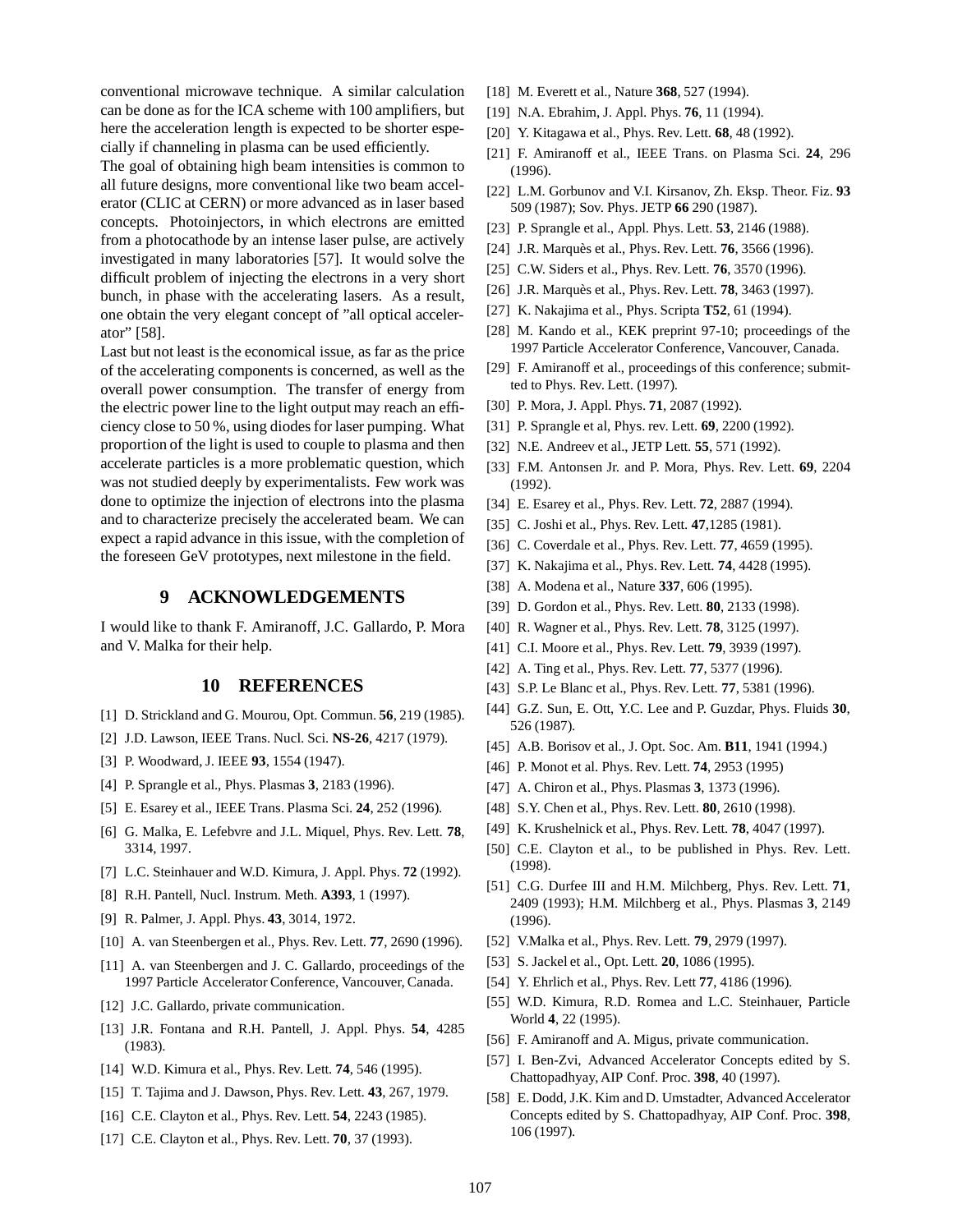conventional microwave technique. A similar calculation can be done as for the ICA scheme with 100 amplifiers, but here the acceleration length is expected to be shorter especially if channeling in plasma can be used efficiently.

The goal of obtaining high beam intensities is common to all future designs, more conventional like two beam accelerator (CLIC at CERN) or more advanced as in laser based concepts. Photoinjectors, in which electrons are emitted from a photocathode by an intense laser pulse, are actively investigated in many laboratories [57]. It would solve the difficult problem of injecting the electrons in a very short bunch, in phase with the accelerating lasers. As a result, one obtain the very elegant concept of "all optical accelerator" [58].

Last but not least is the economical issue, as far as the price of the accelerating components is concerned, as well as the overall power consumption. The transfer of energy from the electric power line to the light output may reach an efficiency close to 50 %, using diodes for laser pumping. What proportion of the light is used to couple to plasma and then accelerate particles is a more problematic question, which was not studied deeply by experimentalists. Few work was done to optimize the injection of electrons into the plasma and to characterize precisely the accelerated beam. We can expect a rapid advance in this issue, with the completion of the foreseen GeV prototypes, next milestone in the field.

## 9 ACKNOWLEDGEMENTS

I would like to thank F. Amiranoff, J.C. Gallardo, P. Mora and V. Malka for their help.

## 10 REFERENCES

[1] D. Strickland and G. Mourou, Opt. Commun. **56**, 219 (1985).

[2] J.D. Lawson, IEEE Trans. Nucl. Sci. **NS-26**, 4217 (1979).

[3] P. Woodward, J. IEEE **93**, 1554 (1947).

[4] P. Sprangle et al., Phys. Plasmas **3**, 2183 (1996).

[5] E. Esarey et al., IEEE Trans. Plasma Sci. **24**, 252 (1996).

[6] G. Malka, E. Lefebvre and J.L. Miquel, Phys. Rev. Lett. **78**, 3314, 1997.

[7] L.C. Steinhauer and W.D. Kimura, J. Appl. Phys. **72** (1992).

[8] R.H. Pantell, Nucl. Instrum. Meth. **A393**, 1 (1997).

[9] R. Palmer, J. Appl. Phys. **43**, 3014, 1972.

[10] A. van Steenbergen et al., Phys. Rev. Lett. **77**, 2690 (1996).

[11] A. van Steenbergen and J. C. Gallardo, proceedings of the 1997 Particle Accelerator Conference, Vancouver, Canada.

[12] J.C. Gallardo, private communication.

[13] J.R. Fontana and R.H. Pantell, J. Appl. Phys. **54**, 4285 (1983).

[14] W.D. Kimura et al., Phys. Rev. Lett. **74**, 546 (1995).

[15] T. Tajima and J. Dawson, Phys. Rev. Lett. **43**, 267, 1979.

[16] C.E. Clayton et al., Phys. Rev. Lett. **54**, 2243 (1985).

[17] C.E. Clayton et al., Phys. Rev. Lett. **70**, 37 (1993).

[18] M. Everett et al., Nature **368**, 527 (1994).

[19] N.A. Ebrahim, J. Appl. Phys. **76**, 11 (1994).

[20] Y. Kitagawa et al., Phys. Rev. Lett. **68**, 48 (1992).

[21] F. Amiranoff et al., IEEE Trans. on Plasma Sci. **24**, 296 (1996).

[22] L.M. Gorbunov and V.I. Kirsanov, Zh. Eksp. Theor. Fiz. **93** 509 (1987); Sov. Phys. JETP **66** 290 (1987).

[23] P. Sprangle et al., Appl. Phys. Lett. **53**, 2146 (1988).

[24] J.R. Marquès et al., Phys. Rev. Lett. **76**, 3566 (1996).

[25] C.W. Siders et al., Phys. Rev. Lett. **76**, 3570 (1996).

[26] J.R. Marquès et al., Phys. Rev. Lett. **78**, 3463 (1997).

[27] K. Nakajima et al., Phys. Scripta **T52**, 61 (1994).

[28] M. Kando et al., KEK preprint 97-10; proceedings of the 1997 Particle Accelerator Conference, Vancouver, Canada.

[29] F. Amiranoff et al., proceedings of this conference; submitted to Phys. Rev. Lett. (1997).

[30] P. Mora, J. Appl. Phys. **71**, 2087 (1992).

[31] P. Sprangle et al, Phys. rev. Lett. **69**, 2200 (1992).

[32] N.E. Andreev et al., JETP Lett. **55**, 571 (1992).

[33] F.M. Antonsen Jr. and P. Mora, Phys. Rev. Lett. **69**, 2204 (1992).

[34] E. Esarey et al., Phys. Rev. Lett. **72**, 2887 (1994).

[35] C. Joshi et al., Phys. Rev. Lett. **47**,1285 (1981).

[36] C. Coverdale et al., Phys. Rev. Lett. **77**, 4659 (1995).

[37] K. Nakajima et al., Phys. Rev. Lett. **74**, 4428 (1995).

[38] A. Modena et al., Nature **337**, 606 (1995).

[39] D. Gordon et al., Phys. Rev. Lett. **80**, 2133 (1998).

[40] R. Wagner et al., Phys. Rev. Lett. **78**, 3125 (1997).

[41] C.I. Moore et al., Phys. Rev. Lett. **79**, 3939 (1997).

[42] A. Ting et al., Phys. Rev. Lett. **77**, 5377 (1996).

[43] S.P. Le Blanc et al., Phys. Rev. Lett. **77**, 5381 (1996).

[44] G.Z. Sun, E. Ott, Y.C. Lee and P. Guzdar, Phys. Fluids **30**, 526 (1987).

[45] A.B. Borisov et al., J. Opt. Soc. Am. **B11**, 1941 (1994.)

[46] P. Monot et al. Phys. Rev. Lett. **74**, 2953 (1995)

[47] A. Chiron et al., Phys. Plasmas **3**, 1373 (1996).

[48] S.Y. Chen et al., Phys. Rev. Lett. **80**, 2610 (1998).

[49] K. Krushelnick et al., Phys. Rev. Lett. **78**, 4047 (1997).

[50] C.E. Clayton et al., to be published in Phys. Rev. Lett. (1998).

[51] C.G. Durfee III and H.M. Milchberg, Phys. Rev. Lett. **71**, 2409 (1993); H.M. Milchberg et al., Phys. Plasmas **3**, 2149 (1996).

[52] V.Malka et al., Phys. Rev. Lett. **79**, 2979 (1997).

[53] S. Jackel et al., Opt. Lett. **20**, 1086 (1995).

[54] Y. Ehrlich et al., Phys. Rev. Lett **77**, 4186 (1996).

[55] W.D. Kimura, R.D. Romea and L.C. Steinhauer, Particle World **4**, 22 (1995).

[56] F. Amiranoff and A. Migus, private communication.

[57] I. Ben-Zvi, Advanced Accelerator Concepts edited by S. Chattopadhyay, AIP Conf. Proc. **398**, 40 (1997).

[58] E. Dodd, J.K. Kim and D. Umstadter, Advanced Accelerator Concepts edited by S. Chattopadhyay, AIP Conf. Proc. **398**, 106 (1997).